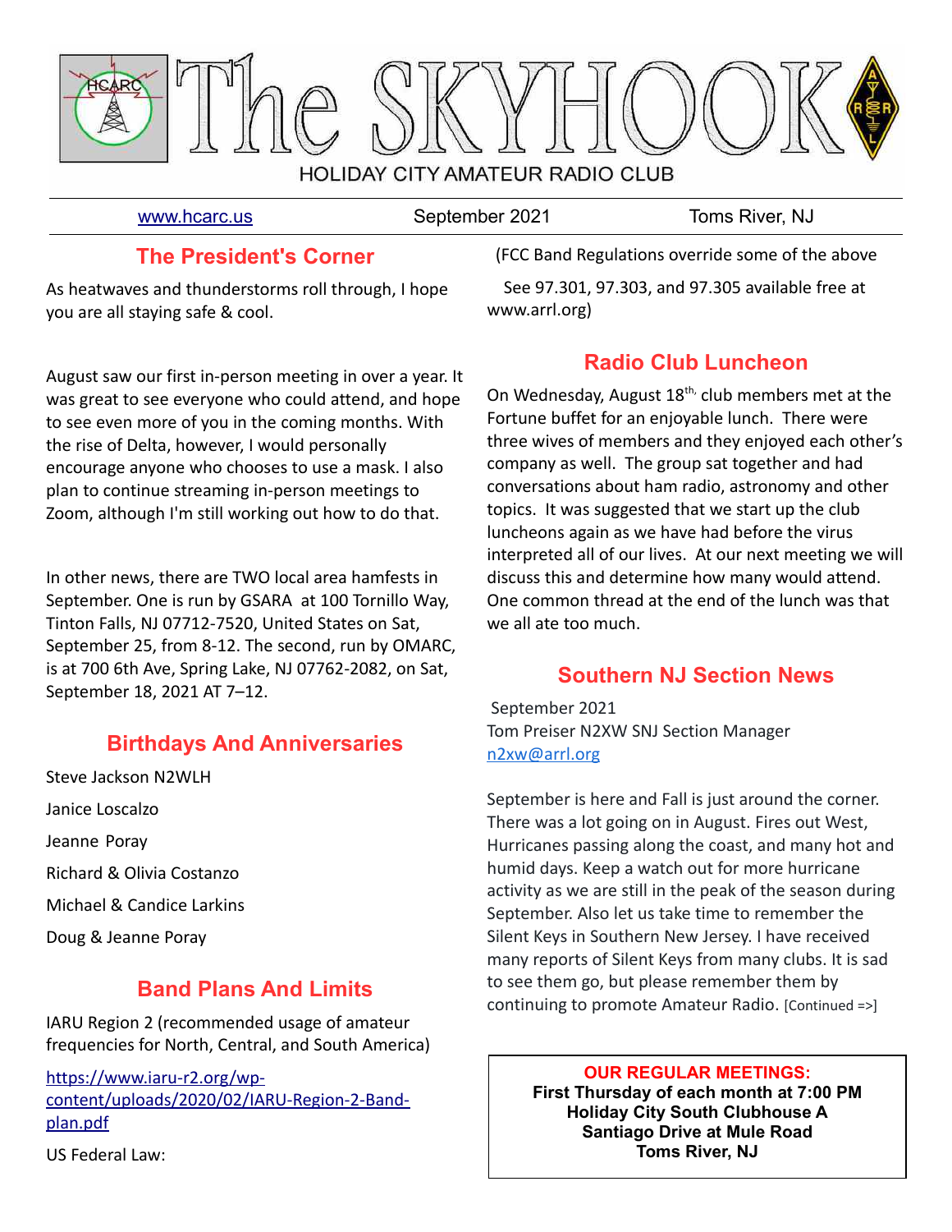# The SKYHOOK

HOLIDAY CITY AMATEUR RADIO CLUB

www.hcarc.us | September 2021 | Toms River, NJ

## The President's Corner

As heatwaves and thunderstorms roll through, I hope you are all staying safe & cool.

August saw our first in-person meeting in over a year. It was great to see everyone who could attend, and hope to see even more of you in the coming months. With the rise of Delta, however, I would personally encourage anyone who chooses to use a mask. I also plan to continue streaming in-person meetings to Zoom, although I'm still working out how to do that.

In other news, there are TWO local area hamfests in September. One is run by GSARA at 100 Tornillo Way, Tinton Falls, NJ 07712-7520, United States on Sat, September 25, from 8-12. The second, run by OMARC, is at 700 6th Ave, Spring Lake, NJ 07762-2082, on Sat, September 18, 2021 AT 7–12.

## Birthdays And Anniversaries

Steve Jackson N2WLH

Janice Loscalzo

Jeanne Poray

Richard & Olivia Costanzo

Michael & Candice Larkins

Doug & Jeanne Poray

## Band Plans And Limits

IARU Region 2 (recommended usage of amateur frequencies for North, Central, and South America)

https://www.iaru-r2.org/wp-content/uploads/2020/02/IARU-Region-2-Band-plan.pdf

US Federal Law:

(FCC Band Regulations override some of the above

See 97.301, 97.303, and 97.305 available free at www.arrl.org)

## Radio Club Luncheon

On Wednesday, August 18th, club members met at the Fortune buffet for an enjoyable lunch. There were three wives of members and they enjoyed each other's company as well. The group sat together and had conversations about ham radio, astronomy and other topics. It was suggested that we start up the club luncheons again as we have had before the virus interpreted all of our lives. At our next meeting we will discuss this and determine how many would attend. One common thread at the end of the lunch was that we all ate too much.

## Southern NJ Section News

September 2021
Tom Preiser N2XW SNJ Section Manager
n2xw@arrl.org

September is here and Fall is just around the corner. There was a lot going on in August. Fires out West, Hurricanes passing along the coast, and many hot and humid days. Keep a watch out for more hurricane activity as we are still in the peak of the season during September. Also let us take time to remember the Silent Keys in Southern New Jersey. I have received many reports of Silent Keys from many clubs. It is sad to see them go, but please remember them by continuing to promote Amateur Radio. [Continued =>]

**OUR REGULAR MEETINGS:**
**First Thursday of each month at 7:00 PM**
**Holiday City South Clubhouse A**
**Santiago Drive at Mule Road**
**Toms River, NJ**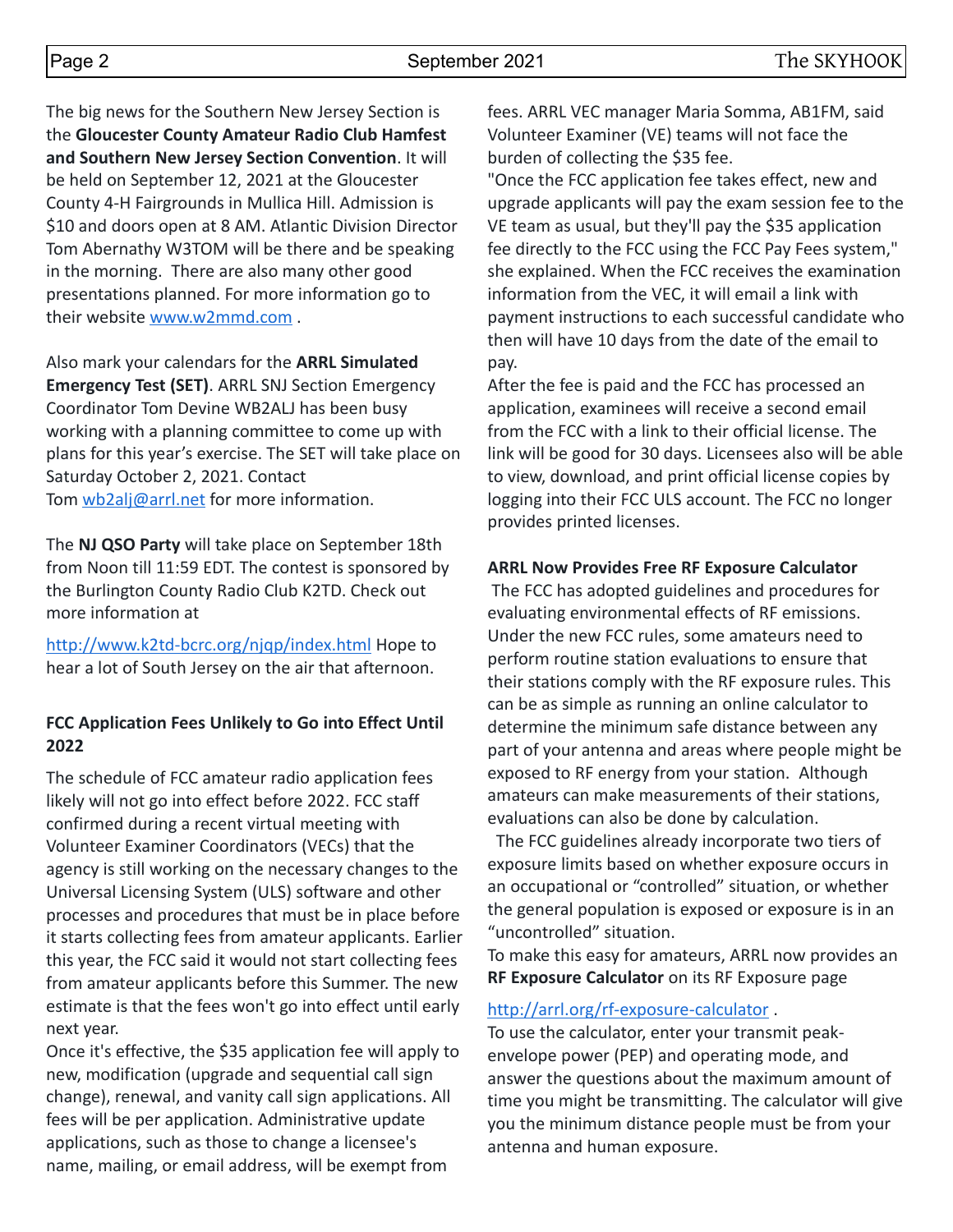The big news for the Southern New Jersey Section is the **Gloucester County Amateur Radio Club Hamfest and Southern New Jersey Section Convention**. It will be held on September 12, 2021 at the Gloucester County 4-H Fairgrounds in Mullica Hill. Admission is $10 and doors open at 8 AM. Atlantic Division Director Tom Abernathy W3TOM will be there and be speaking in the morning. There are also many other good presentations planned. For more information go to their website www.w2mmd.com .

Also mark your calendars for the **ARRL Simulated Emergency Test (SET)**. ARRL SNJ Section Emergency Coordinator Tom Devine WB2ALJ has been busy working with a planning committee to come up with plans for this year's exercise. The SET will take place on Saturday October 2, 2021. Contact Tom wb2alj@arrl.net for more information.

The **NJ QSO Party** will take place on September 18th from Noon till 11:59 EDT. The contest is sponsored by the Burlington County Radio Club K2TD. Check out more information at

http://www.k2td-bcrc.org/njqp/index.html Hope to hear a lot of South Jersey on the air that afternoon.

**FCC Application Fees Unlikely to Go into Effect Until 2022**

The schedule of FCC amateur radio application fees likely will not go into effect before 2022. FCC staff confirmed during a recent virtual meeting with Volunteer Examiner Coordinators (VECs) that the agency is still working on the necessary changes to the Universal Licensing System (ULS) software and other processes and procedures that must be in place before it starts collecting fees from amateur applicants. Earlier this year, the FCC said it would not start collecting fees from amateur applicants before this Summer. The new estimate is that the fees won't go into effect until early next year.

Once it's effective, the $35 application fee will apply to new, modification (upgrade and sequential call sign change), renewal, and vanity call sign applications. All fees will be per application. Administrative update applications, such as those to change a licensee's name, mailing, or email address, will be exempt from fees. ARRL VEC manager Maria Somma, AB1FM, said Volunteer Examiner (VE) teams will not face the burden of collecting the $35 fee.

"Once the FCC application fee takes effect, new and upgrade applicants will pay the exam session fee to the VE team as usual, but they'll pay the $35 application fee directly to the FCC using the FCC Pay Fees system," she explained. When the FCC receives the examination information from the VEC, it will email a link with payment instructions to each successful candidate who then will have 10 days from the date of the email to pay.

After the fee is paid and the FCC has processed an application, examinees will receive a second email from the FCC with a link to their official license. The link will be good for 30 days. Licensees also will be able to view, download, and print official license copies by logging into their FCC ULS account. The FCC no longer provides printed licenses.

**ARRL Now Provides Free RF Exposure Calculator**

The FCC has adopted guidelines and procedures for evaluating environmental effects of RF emissions. Under the new FCC rules, some amateurs need to perform routine station evaluations to ensure that their stations comply with the RF exposure rules. This can be as simple as running an online calculator to determine the minimum safe distance between any part of your antenna and areas where people might be exposed to RF energy from your station. Although amateurs can make measurements of their stations, evaluations can also be done by calculation.

The FCC guidelines already incorporate two tiers of exposure limits based on whether exposure occurs in an occupational or "controlled" situation, or whether the general population is exposed or exposure is in an "uncontrolled" situation.

To make this easy for amateurs, ARRL now provides an **RF Exposure Calculator** on its RF Exposure page

http://arrl.org/rf-exposure-calculator .

To use the calculator, enter your transmit peak-envelope power (PEP) and operating mode, and answer the questions about the maximum amount of time you might be transmitting. The calculator will give you the minimum distance people must be from your antenna and human exposure.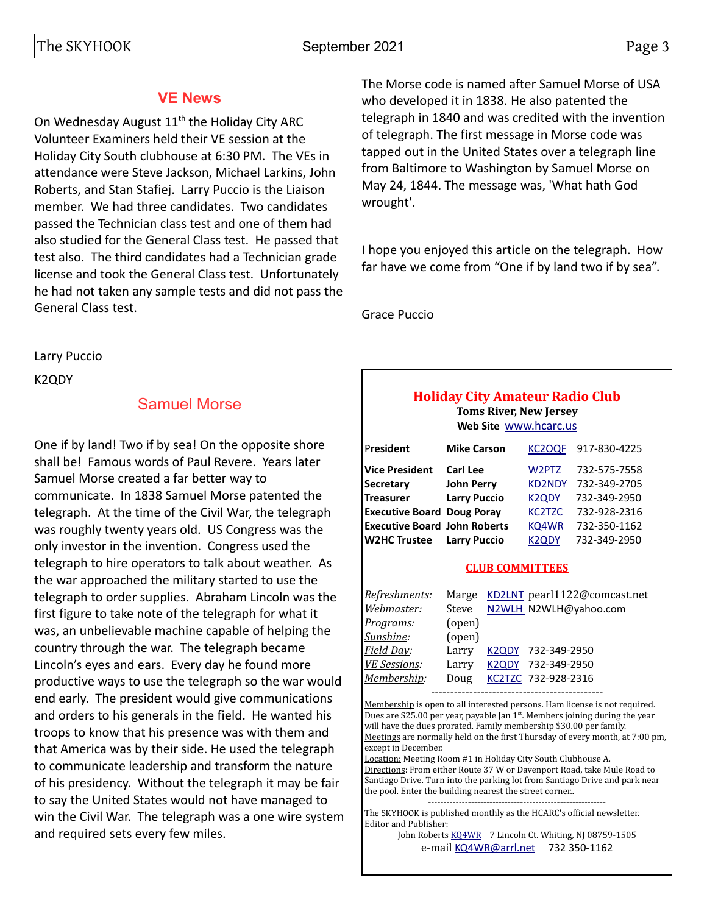## VE News

On Wednesday August 11th the Holiday City ARC Volunteer Examiners held their VE session at the Holiday City South clubhouse at 6:30 PM. The VEs in attendance were Steve Jackson, Michael Larkins, John Roberts, and Stan Stafiej. Larry Puccio is the Liaison member. We had three candidates. Two candidates passed the Technician class test and one of them had also studied for the General Class test. He passed that test also. The third candidates had a Technician grade license and took the General Class test. Unfortunately he had not taken any sample tests and did not pass the General Class test.

Larry Puccio

K2QDY

## Samuel Morse

One if by land! Two if by sea! On the opposite shore shall be! Famous words of Paul Revere. Years later Samuel Morse created a far better way to communicate. In 1838 Samuel Morse patented the telegraph. At the time of the Civil War, the telegraph was roughly twenty years old. US Congress was the only investor in the invention. Congress used the telegraph to hire operators to talk about weather. As the war approached the military started to use the telegraph to order supplies. Abraham Lincoln was the first figure to take note of the telegraph for what it was, an unbelievable machine capable of helping the country through the war. The telegraph became Lincoln's eyes and ears. Every day he found more productive ways to use the telegraph so the war would end early. The president would give communications and orders to his generals in the field. He wanted his troops to know that his presence was with them and that America was by their side. He used the telegraph to communicate leadership and transform the nature of his presidency. Without the telegraph it may be fair to say the United States would not have managed to win the Civil War. The telegraph was a one wire system and required sets every few miles.

The Morse code is named after Samuel Morse of USA who developed it in 1838. He also patented the telegraph in 1840 and was credited with the invention of telegraph. The first message in Morse code was tapped out in the United States over a telegraph line from Baltimore to Washington by Samuel Morse on May 24, 1844. The message was, 'What hath God wrought'.

I hope you enjoyed this article on the telegraph. How far have we come from "One if by land two if by sea".

Grace Puccio

---

**Holiday City Amateur Radio Club**
**Toms River, New Jersey**
**Web Site** www.hcarc.us

| | | | |
|---|---|---|---|
| **President** | **Mike Carson** | KC2OQF | 917-830-4225 |
| **Vice President** | **Carl Lee** | W2PTZ | 732-575-7558 |
| **Secretary** | **John Perry** | KD2NDY | 732-349-2705 |
| **Treasurer** | **Larry Puccio** | K2QDY | 732-349-2950 |
| **Executive Board** | **Doug Poray** | KC2TZC | 732-928-2316 |
| **Executive Board** | **John Roberts** | KQ4WR | 732-350-1162 |
| **W2HC Trustee** | **Larry Puccio** | K2QDY | 732-349-2950 |

**CLUB COMMITTEES**

| | | | |
|---|---|---|---|
| *Refreshments:* | Marge | KD2LNT | pearl1122@comcast.net |
| *Webmaster:* | Steve | N2WLH | N2WLH@yahoo.com |
| *Programs:* | (open) | | |
| *Sunshine:* | (open) | | |
| *Field Day:* | Larry | K2QDY | 732-349-2950 |
| *VE Sessions:* | Larry | K2QDY | 732-349-2950 |
| *Membership:* | Doug | KC2TZC | 732-928-2316 |

Membership is open to all interested persons. Ham license is not required. Dues are $25.00 per year, payable Jan 1st. Members joining during the year will have the dues prorated. Family membership $30.00 per family.
Meetings are normally held on the first Thursday of every month, at 7:00 pm, except in December.
Location: Meeting Room #1 in Holiday City South Clubhouse A.
Directions: From either Route 37 W or Davenport Road, take Mule Road to Santiago Drive. Turn into the parking lot from Santiago Drive and park near the pool. Enter the building nearest the street corner..

The SKYHOOK is published monthly as the HCARC's official newsletter.
Editor and Publisher:
John Roberts KQ4WR 7 Lincoln Ct. Whiting, NJ 08759-1505
e-mail KQ4WR@arrl.net 732 350-1162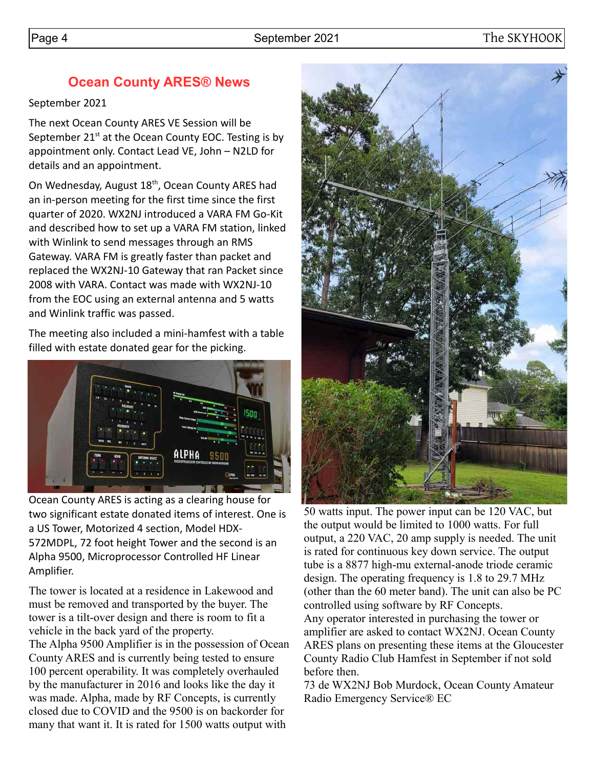## Ocean County ARES® News

September 2021

The next Ocean County ARES VE Session will be September 21st at the Ocean County EOC. Testing is by appointment only. Contact Lead VE, John – N2LD for details and an appointment.

On Wednesday, August 18th, Ocean County ARES had an in-person meeting for the first time since the first quarter of 2020. WX2NJ introduced a VARA FM Go-Kit and described how to set up a VARA FM station, linked with Winlink to send messages through an RMS Gateway. VARA FM is greatly faster than packet and replaced the WX2NJ-10 Gateway that ran Packet since 2008 with VARA. Contact was made with WX2NJ-10 from the EOC using an external antenna and 5 watts and Winlink traffic was passed.

The meeting also included a mini-hamfest with a table filled with estate donated gear for the picking.

Ocean County ARES is acting as a clearing house for two significant estate donated items of interest. One is a US Tower, Motorized 4 section, Model HDX-572MDPL, 72 foot height Tower and the second is an Alpha 9500, Microprocessor Controlled HF Linear Amplifier.

The tower is located at a residence in Lakewood and must be removed and transported by the buyer. The tower is a tilt-over design and there is room to fit a vehicle in the back yard of the property.

The Alpha 9500 Amplifier is in the possession of Ocean County ARES and is currently being tested to ensure 100 percent operability. It was completely overhauled by the manufacturer in 2016 and looks like the day it was made. Alpha, made by RF Concepts, is currently closed due to COVID and the 9500 is on backorder for many that want it. It is rated for 1500 watts output with 50 watts input. The power input can be 120 VAC, but the output would be limited to 1000 watts. For full output, a 220 VAC, 20 amp supply is needed. The unit is rated for continuous key down service. The output tube is a 8877 high-mu external-anode triode ceramic design. The operating frequency is 1.8 to 29.7 MHz (other than the 60 meter band). The unit can also be PC controlled using software by RF Concepts.

Any operator interested in purchasing the tower or amplifier are asked to contact WX2NJ. Ocean County ARES plans on presenting these items at the Gloucester County Radio Club Hamfest in September if not sold before then.

73 de WX2NJ Bob Murdock, Ocean County Amateur Radio Emergency Service® EC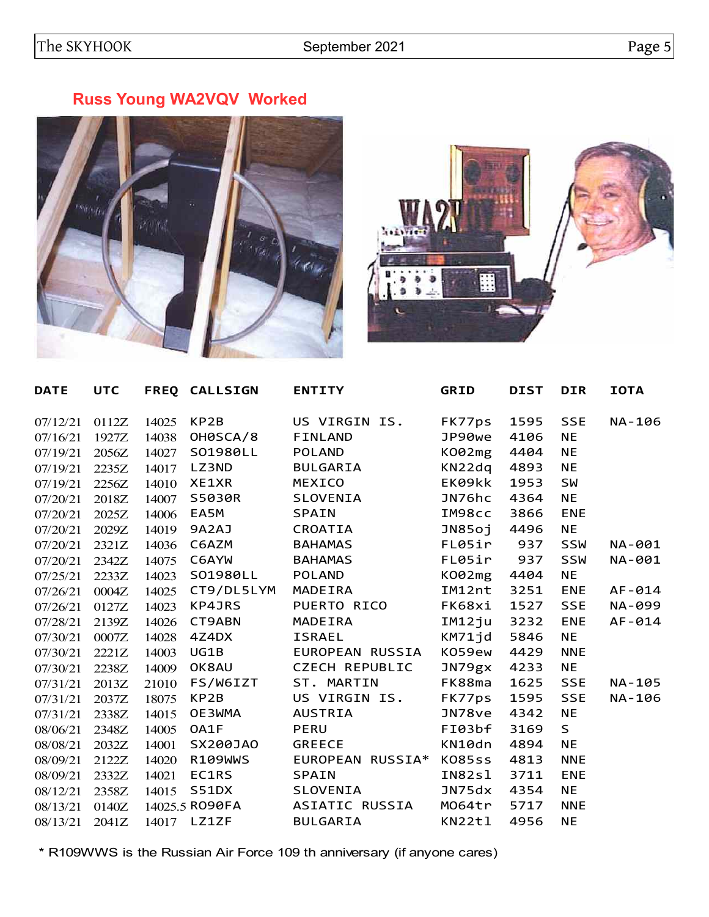## Russ Young WA2VQV Worked

| DATE | UTC | FREQ | CALLSIGN | ENTITY | GRID | DIST | DIR | IOTA |
|---|---|---|---|---|---|---|---|---|
| 07/12/21 | 0112Z | 14025 | KP2B | US VIRGIN IS. | FK77ps | 1595 | SSE | NA-106 |
| 07/16/21 | 1927Z | 14038 | OH0SCA/8 | FINLAND | JP90we | 4106 | NE | |
| 07/19/21 | 2056Z | 14027 | SO1980LL | POLAND | KO02mg | 4404 | NE | |
| 07/19/21 | 2235Z | 14017 | LZ3ND | BULGARIA | KN22dq | 4893 | NE | |
| 07/19/21 | 2256Z | 14010 | XE1XR | MEXICO | EK09kk | 1953 | SW | |
| 07/20/21 | 2018Z | 14007 | S5030R | SLOVENIA | JN76hc | 4364 | NE | |
| 07/20/21 | 2025Z | 14006 | EA5M | SPAIN | IM98cc | 3866 | ENE | |
| 07/20/21 | 2029Z | 14019 | 9A2AJ | CROATIA | JN85oj | 4496 | NE | |
| 07/20/21 | 2321Z | 14036 | C6AZM | BAHAMAS | FL05ir | 937 | SSW | NA-001 |
| 07/20/21 | 2342Z | 14075 | C6AYW | BAHAMAS | FL05ir | 937 | SSW | NA-001 |
| 07/25/21 | 2233Z | 14023 | SO1980LL | POLAND | KO02mg | 4404 | NE | |
| 07/26/21 | 0004Z | 14025 | CT9/DL5LYM | MADEIRA | IM12nt | 3251 | ENE | AF-014 |
| 07/26/21 | 0127Z | 14023 | KP4JRS | PUERTO RICO | FK68xi | 1527 | SSE | NA-099 |
| 07/28/21 | 2139Z | 14026 | CT9ABN | MADEIRA | IM12ju | 3232 | ENE | AF-014 |
| 07/30/21 | 0007Z | 14028 | 4Z4DX | ISRAEL | KM71jd | 5846 | NE | |
| 07/30/21 | 2221Z | 14003 | UG1B | EUROPEAN RUSSIA | KO59ew | 4429 | NNE | |
| 07/30/21 | 2238Z | 14009 | OK8AU | CZECH REPUBLIC | JN79gx | 4233 | NE | |
| 07/31/21 | 2013Z | 21010 | FS/W6IZT | ST. MARTIN | FK88ma | 1625 | SSE | NA-105 |
| 07/31/21 | 2037Z | 18075 | KP2B | US VIRGIN IS. | FK77ps | 1595 | SSE | NA-106 |
| 07/31/21 | 2338Z | 14015 | OE3WMA | AUSTRIA | JN78ve | 4342 | NE | |
| 08/06/21 | 2348Z | 14005 | OA1F | PERU | FI03bf | 3169 | S | |
| 08/08/21 | 2032Z | 14001 | SX200JAO | GREECE | KN10dn | 4894 | NE | |
| 08/09/21 | 2122Z | 14020 | R109WWS | EUROPEAN RUSSIA* | KO85ss | 4813 | NNE | |
| 08/09/21 | 2332Z | 14021 | EC1RS | SPAIN | IN82sl | 3711 | ENE | |
| 08/12/21 | 2358Z | 14015 | S51DX | SLOVENIA | JN75dx | 4354 | NE | |
| 08/13/21 | 0140Z | 14025.5 | RO90FA | ASIATIC RUSSIA | MO64tr | 5717 | NNE | |
| 08/13/21 | 2041Z | 14017 | LZ1ZF | BULGARIA | KN22tl | 4956 | NE | |

* R109WWS is the Russian Air Force 109 th anniversary (if anyone cares)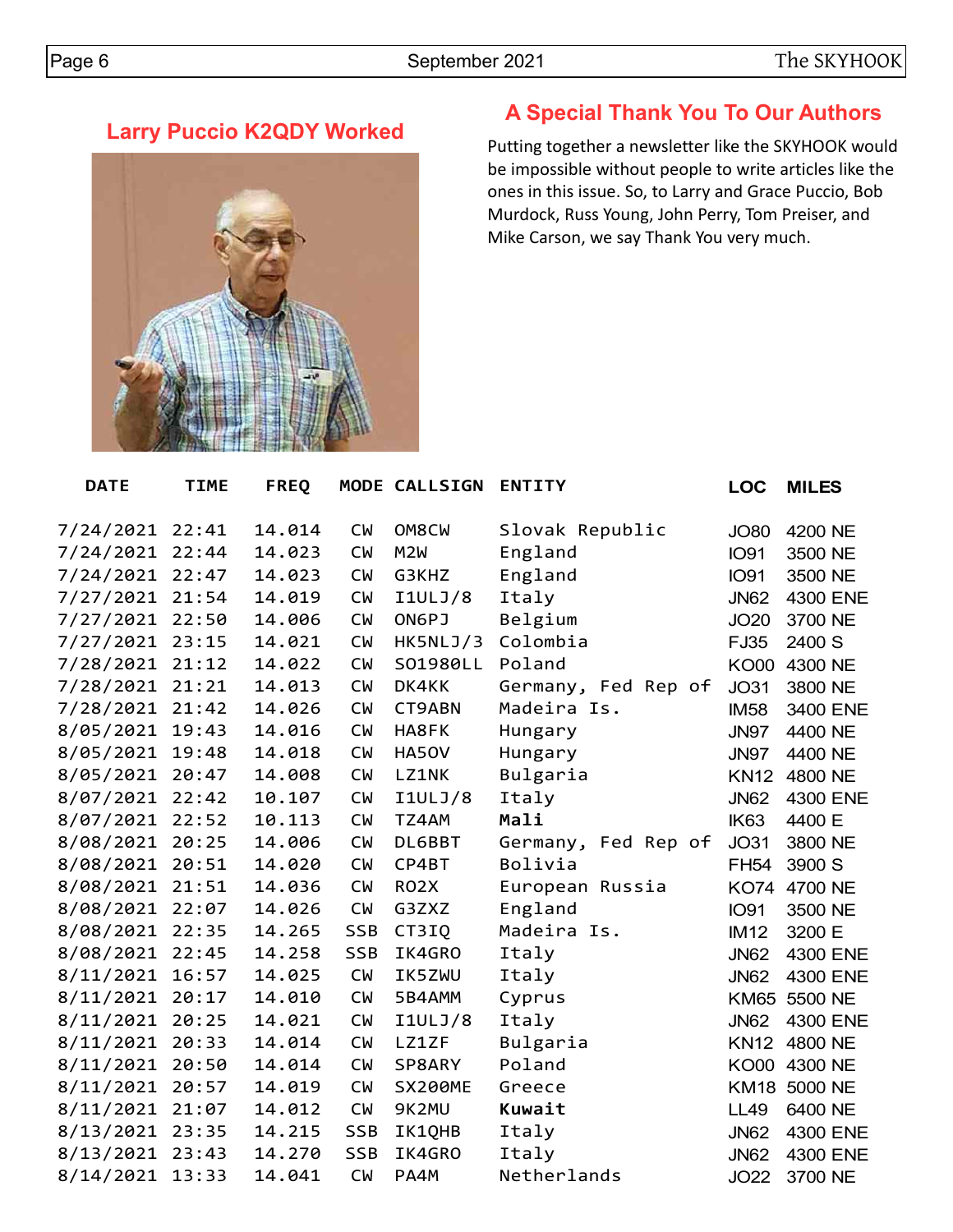## A Special Thank You To Our Authors

Putting together a newsletter like the SKYHOOK would be impossible without people to write articles like the ones in this issue. So, to Larry and Grace Puccio, Bob Murdock, Russ Young, John Perry, Tom Preiser, and Mike Carson, we say Thank You very much.

## Larry Puccio K2QDY Worked

| DATE | TIME | FREQ | MODE | CALLSIGN | ENTITY | LOC | MILES |
|---|---|---|---|---|---|---|---|
| 7/24/2021 | 22:41 | 14.014 | CW | OM8CW | Slovak Republic | JO80 | 4200 NE |
| 7/24/2021 | 22:44 | 14.023 | CW | M2W | England | IO91 | 3500 NE |
| 7/24/2021 | 22:47 | 14.023 | CW | G3KHZ | England | IO91 | 3500 NE |
| 7/27/2021 | 21:54 | 14.019 | CW | I1ULJ/8 | Italy | JN62 | 4300 ENE |
| 7/27/2021 | 22:50 | 14.006 | CW | ON6PJ | Belgium | JO20 | 3700 NE |
| 7/27/2021 | 23:15 | 14.021 | CW | HK5NLJ/3 | Colombia | FJ35 | 2400 S |
| 7/28/2021 | 21:12 | 14.022 | CW | SO1980LL | Poland | KO00 | 4300 NE |
| 7/28/2021 | 21:21 | 14.013 | CW | DK4KK | Germany, Fed Rep of | JO31 | 3800 NE |
| 7/28/2021 | 21:42 | 14.026 | CW | CT9ABN | Madeira Is. | IM58 | 3400 ENE |
| 8/05/2021 | 19:43 | 14.016 | CW | HA8FK | Hungary | JN97 | 4400 NE |
| 8/05/2021 | 19:48 | 14.018 | CW | HA5OV | Hungary | JN97 | 4400 NE |
| 8/05/2021 | 20:47 | 14.008 | CW | LZ1NK | Bulgaria | KN12 | 4800 NE |
| 8/07/2021 | 22:42 | 10.107 | CW | I1ULJ/8 | Italy | JN62 | 4300 ENE |
| 8/07/2021 | 22:52 | 10.113 | CW | TZ4AM | **Mali** | IK63 | 4400 E |
| 8/08/2021 | 20:25 | 14.006 | CW | DL6BBT | Germany, Fed Rep of | JO31 | 3800 NE |
| 8/08/2021 | 20:51 | 14.020 | CW | CP4BT | Bolivia | FH54 | 3900 S |
| 8/08/2021 | 21:51 | 14.036 | CW | RO2X | European Russia | KO74 | 4700 NE |
| 8/08/2021 | 22:07 | 14.026 | CW | G3ZXZ | England | IO91 | 3500 NE |
| 8/08/2021 | 22:35 | 14.265 | SSB | CT3IQ | Madeira Is. | IM12 | 3200 E |
| 8/08/2021 | 22:45 | 14.258 | SSB | IK4GRO | Italy | JN62 | 4300 ENE |
| 8/11/2021 | 16:57 | 14.025 | CW | IK5ZWU | Italy | JN62 | 4300 ENE |
| 8/11/2021 | 20:17 | 14.010 | CW | 5B4AMM | Cyprus | KM65 | 5500 NE |
| 8/11/2021 | 20:25 | 14.021 | CW | I1ULJ/8 | Italy | JN62 | 4300 ENE |
| 8/11/2021 | 20:33 | 14.014 | CW | LZ1ZF | Bulgaria | KN12 | 4800 NE |
| 8/11/2021 | 20:50 | 14.014 | CW | SP8ARY | Poland | KO00 | 4300 NE |
| 8/11/2021 | 20:57 | 14.019 | CW | SX200ME | Greece | KM18 | 5000 NE |
| 8/11/2021 | 21:07 | 14.012 | CW | 9K2MU | **Kuwait** | LL49 | 6400 NE |
| 8/13/2021 | 23:35 | 14.215 | SSB | IK1QHB | Italy | JN62 | 4300 ENE |
| 8/13/2021 | 23:43 | 14.270 | SSB | IK4GRO | Italy | JN62 | 4300 ENE |
| 8/14/2021 | 13:33 | 14.041 | CW | PA4M | Netherlands | JO22 | 3700 NE |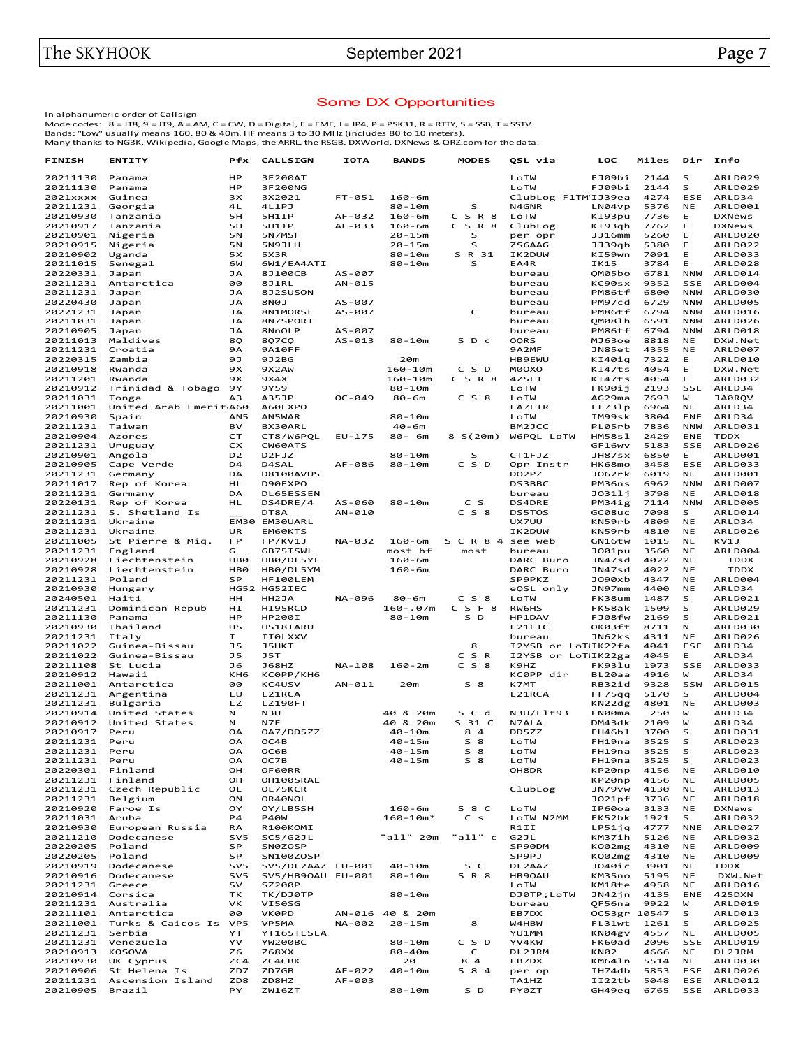## Some DX Opportunities

In alphanumeric order of Callsign
Mode codes: 8 = JT8, 9 = JT9, A = AM, C = CW, D = Digital, E = EME, J = JP4, P = PSK31, R = RTTY, S = SSB, T = SSTV.
Bands: "Low" usually means 160, 80 & 40m. HF means 3 to 30 MHz (includes 80 to 10 meters).
Many thanks to NG3K, Wikipedia, Google Maps, the ARRL, the RSGB, DXWorld, DXNews & QRZ.com for the data.

| FINISH | ENTITY | Pfx | CALLSIGN | IOTA | BANDS | MODES | QSL via | LOC | Miles | Dir | Info |
|---|---|---|---|---|---|---|---|---|---|---|---|
| 20211130 | Panama | HP | 3F200AT | | | | LoTW | FJ09bi | 2144 | S | ARLD029 |
| 20211130 | Panama | HP | 3F200NG | | | | LoTW | FJ09bi | 2144 | S | ARLD029 |
| 2021xxxx | Guinea | 3X | 3X2021 | FT-051 | 160-6m | | ClubLog F1TM | IJ39ea | 4274 | ESE | ARLD34 |
| 20211231 | Georgia | 4L | 4L1PJ | | 80-10m | S | N4GNR | LN04vp | 5376 | NE | ARLD001 |
| 20210930 | Tanzania | 5H | 5H1IP | AF-032 | 160-6m | C S R 8 | LoTW | KI93pu | 7736 | E | DXNews |
| 20210917 | Tanzania | 5H | 5H1IP | AF-033 | 160-6m | C S R 8 | ClubLog | KI93qh | 7762 | E | DXNews |
| 20210901 | Nigeria | 5N | 5N7MSF | | 20-15m | S | per opr | JJ16mm | 5260 | E | ARLD020 |
| 20210915 | Nigeria | 5N | 5N9JLH | | 20-15m | S | ZS6AAG | JJ39qb | 5380 | E | ARLD022 |
| 20210902 | Uganda | 5X | 5X3R | | 80-10m | S R 31 | IK2DUW | KI59wn | 7091 | E | ARLD033 |
| 20211015 | Senegal | 6W | 6W1/EA4ATI | | 80-10m | S | EA4R | IK15 | 3784 | E | ARLD028 |
| 20220331 | Japan | JA | 8J100CB | AS-007 | | | bureau | QM05bo | 6781 | NNW | ARLD014 |
| 20211231 | Antarctica | 00 | 8J1RL | AN-015 | | | bureau | KC90sx | 9352 | SSE | ARLD004 |
| 20211231 | Japan | JA | 8J2SUSON | | | | bureau | PM86tf | 6800 | NNW | ARLD030 |
| 20220430 | Japan | JA | 8N0J | AS-007 | | | bureau | PM97cd | 6729 | NNW | ARLD005 |
| 20221231 | Japan | JA | 8N1MORSE | AS-007 | | C | bureau | PM86tf | 6794 | NNW | ARLD016 |
| 20211031 | Japan | JA | 8N7SPORT | | | | bureau | QM08lh | 6591 | NNW | ARLD026 |
| 20210905 | Japan | JA | 8NnOLP | AS-007 | | | bureau | PM86tf | 6794 | NNW | ARLD018 |
| 20211013 | Maldives | 8Q | 8Q7CQ | AS-013 | 80-10m | S D c | OQRS | MJ63oe | 8818 | NE | DXW.Net |
| 20211231 | Croatia | 9A | 9A10FF | | | | 9A2MF | JN85et | 4355 | NE | ARLD007 |
| 20220315 | Zambia | 9J | 9J2BG | | 20m | | HB9EWU | KI40iq | 7322 | E | ARLD010 |
| 20210918 | Rwanda | 9X | 9X2AW | | 160-10m | C S D | M0OXO | KI47ts | 4054 | E | DXW.Net |
| 20211201 | Rwanda | 9X | 9X4X | | 160-10m | C S R 8 | 4Z5FI | KI47ts | 4054 | E | ARLD032 |
| 20210912 | Trinidad & Tobago | 9Y | 9Y59 | | 80-10m | | LoTW | FK90ij | 2193 | SSE | ARLD34 |
| 20211031 | Tonga | A3 | A35JP | OC-049 | 80-6m | C S 8 | LoTW | AG29ma | 7693 | W | JA0RQV |
| 20211001 | United Arab Emerit | A60 | A60EXPO | | | | EA7FTR | LL73lp | 6964 | NE | ARLD34 |
| 20210930 | Spain | AN5 | AN5WAR | | 80-10m | | LoTW | IM99sk | 3804 | ENE | ARLD34 |
| 20211231 | Taiwan | BV | BX30ARL | | 40-6m | | BM2JCC | PL05rb | 7836 | NNW | ARLD031 |
| 20210904 | Azores | CT | CT8/W6PQL | EU-175 | 80- 6m | 8 S(20m) | W6PQL LoTW | HM58sl | 2429 | ENE | TDDX |
| 20211231 | Uruguay | CX | CW60ATS | | | | | GF16wv | 5183 | SSE | ARLD026 |
| 20210901 | Angola | D2 | D2FJZ | | 80-10m | S | CT1FJZ | JH87sx | 6850 | E | ARLD001 |
| 20210905 | Cape Verde | D4 | D4SAL | AF-086 | 80-10m | C S D | Opr Instr | HK68mo | 3458 | ESE | ARLD033 |
| 20211231 | Germany | DA | D8100AVUS | | | | DO2PZ | JO62rk | 6019 | NE | ARLD001 |
| 20211017 | Rep of Korea | HL | D90EXPO | | | | DS3BBC | PM36ns | 6962 | NNW | ARLD007 |
| 20211231 | Germany | DA | DL65ESSEN | | | | bureau | JO31lj | 3798 | NE | ARLD018 |
| 20220131 | Rep of Korea | HL | DS4DRE/4 | AS-060 | 80-10m | C S | DS4DRE | PM34ig | 7114 | NNW | ARLD005 |
| 20211231 | S. Shetland Is | __ | DT8A | AN-010 | | C S 8 | DS5TOS | GC08uc | 7098 | S | ARLD014 |
| 20211231 | Ukraine | EM30 | EM30UARL | | | | UX7UU | KN59rb | 4809 | NE | ARLD34 |
| 20211231 | Ukraine | UR | EM60KTS | | | | IK2DUW | KN59rb | 4810 | NE | ARLD026 |
| 20211005 | St Pierre & Miq. | FP | FP/KV1J | NA-032 | 160-6m | S C R 8 4 | see web | GN16tw | 1015 | NE | KV1J |
| 20211231 | England | G | GB75ISWL | | most hf | most | bureau | JO01pu | 3560 | NE | ARLD004 |
| 20210928 | Liechtenstein | HB0 | HB0/DL5YL | | 160-6m | | DARC Buro | JN47sd | 4022 | NE | TDDX |
| 20210928 | Liechtenstein | HB0 | HB0/DL5YM | | 160-6m | | DARC Buro | JN47sd | 4022 | NE | TDDX |
| 20211231 | Poland | SP | HF100LEM | | | | SP9PKZ | JO90xb | 4347 | NE | ARLD004 |
| 20210930 | Hungary | HG52 | HG52IEC | | | | eQSL only | JN97mm | 4400 | NE | ARLD34 |
| 20240501 | Haiti | HH | HH2JA | NA-096 | 80-6m | C S 8 | LoTW | FK38um | 1487 | S | ARLD021 |
| 20211231 | Dominican Repub | HI | HI95RCD | | 160-.07m | C S F 8 | RW6HS | FK58ak | 1509 | S | ARLD029 |
| 20211130 | Panama | HP | HP200I | | 80-10m | S D | HP1DAV | FJ08fw | 2169 | S | ARLD021 |
| 20210930 | Thailand | HS | HS18IARU | | | | E21EIC | OK03ft | 8711 | N | ARLD030 |
| 20211231 | Italy | I | II0LXXV | | | | bureau | JN62ks | 4311 | NE | ARLD026 |
| 20211022 | Guinea-Bissau | J5 | J5HKT | | | 8 | I2YSB or LoTW | IK22fa | 4041 | ESE | ARLD34 |
| 20211022 | Guinea-Bissau | J5 | J5T | | | C S R | I2YSB or LoTW | IK22ga | 4045 | E | ARLD34 |
| 20211108 | St Lucia | J6 | J68HZ | NA-108 | 160-2m | C S 8 | K9HZ | FK93lu | 1973 | SSE | ARLD033 |
| 20210912 | Hawaii | KH6 | KC0PP/KH6 | | | | KC0PP dir | BL20aa | 4916 | W | ARLD34 |
| 20211001 | Antarctica | 00 | KC4USV | AN-011 | 20m | S 8 | K7MT | RB32id | 9328 | SSW | ARLD015 |
| 20211231 | Argentina | LU | L21RCA | | | | L21RCA | FF75qq | 5170 | S | ARLD004 |
| 20211231 | Bulgaria | LZ | LZ190FT | | | | | KN22dg | 4801 | NE | ARLD003 |
| 20210914 | United States | N | N3U | | 40 & 20m | S C d | N3U/Flt93 | FN00ma | 250 | W | ARLD34 |
| 20210912 | United States | N | N7F | | 40 & 20m | S 31 C | N7ALA | DM43dk | 2109 | W | ARLD34 |
| 20210917 | Peru | OA | OA7/DD5ZZ | | 40-10m | 8 4 | DD5ZZ | FH46bl | 3700 | S | ARLD031 |
| 20211231 | Peru | OA | OC4B | | 40-15m | S 8 | LoTW | FH19na | 3525 | S | ARLD023 |
| 20211231 | Peru | OA | OC6B | | 40-15m | S 8 | LoTW | FH19na | 3525 | S | ARLD023 |
| 20211231 | Peru | OA | OC7B | | 40-15m | S 8 | LoTW | FH19na | 3525 | S | ARLD023 |
| 20220301 | Finland | OH | OF60RR | | | | OH8DR | KP20np | 4156 | NE | ARLD010 |
| 20211231 | Finland | OH | OH100SRAL | | | | | KP20np | 4156 | NE | ARLD005 |
| 20211231 | Czech Republic | OL | OL75KCR | | | | ClubLog | JN79vw | 4130 | NE | ARLD013 |
| 20211231 | Belgium | ON | OR40NOL | | | | | JO21pf | 3736 | NE | ARLD018 |
| 20210920 | Faroe Is | OY | OY/LB5SH | | 160-6m | S 8 C | LoTW | IP60oa | 3133 | NE | DXNews |
| 20211031 | Aruba | P4 | P40W | | 160-10m* | C s | LoTW N2MM | FK52bk | 1921 | S | ARLD032 |
| 20210930 | European Russia | RA | R100KOMI | | | | R1II | LP51jq | 4777 | NNE | ARLD027 |
| 20211210 | Dodecanese | SV5 | SC5/G2JL | | "all" 20m | "all" c | G2JL | KM37ih | 5126 | NE | ARLD032 |
| 20220205 | Poland | SP | SN0ZOSP | | | | SP9DM | KO02mg | 4310 | NE | ARLD009 |
| 20220205 | Poland | SP | SN100ZOSP | | | | SP9PJ | KO02mg | 4310 | NE | ARLD009 |
| 20210919 | Dodecanese | SV5 | SV5/DL2AAZ | EU-001 | 40-10m | S C | DL2AAZ | JO40ic | 3901 | NE | TDDX |
| 20210916 | Dodecanese | SV5 | SV5/HB9OAU | EU-001 | 80-10m | S R 8 | HB9OAU | KM35no | 5195 | NE | DXW.Net |
| 20211231 | Greece | SV | SZ200P | | | | LoTW | KM18te | 4958 | NE | ARLD016 |
| 20210914 | Corsica | TK | TK/DJ0TP | | 80-10m | | DJ0TP;LoTW | JN42jn | 4135 | ENE | 425DXN |
| 20211231 | Australia | VK | VI50SG | | | | bureau | QF56na | 9922 | W | ARLD019 |
| 20211101 | Antarctica | 00 | VK0PD | AN-016 | 40 & 20m | | EB7DX | OC53gr | 10547 | S | ARLD013 |
| 20211001 | Turks & Caicos Is | VP5 | VP5MA | NA-002 | 20-15m | 8 | W4HBW | FL31wt | 1261 | S | ARLD025 |
| 20211231 | Serbia | YT | YT165TESLA | | | | YU1MM | KN04gv | 4557 | NE | ARLD005 |
| 20211231 | Venezuela | YV | YW200BC | | 80-10m | C S D | YV4KW | FK60ad | 2096 | SSE | ARLD019 |
| 20210913 | KOSOVA | Z6 | Z68XX | | 80-40m | C | DL2JRM | KN02 | 4666 | NE | DL2JRM |
| 20210930 | UK Cyprus | ZC4 | ZC4CBK | | 20 | 8 4 | EB7DX | KM64ln | 5514 | NE | ARLD030 |
| 20210906 | St Helena Is | ZD7 | ZD7GB | AF-022 | 40-10m | S 8 4 | per op | IH74db | 5853 | ESE | ARLD026 |
| 20211231 | Ascension Island | ZD8 | ZD8HZ | AF-003 | | | TA1HZ | II22tb | 5048 | ESE | ARLD012 |
| 20210905 | Brazil | PY | ZW16ZT | | 80-10m | S D | PY0ZT | GH49eq | 6765 | SSE | ARLD033 |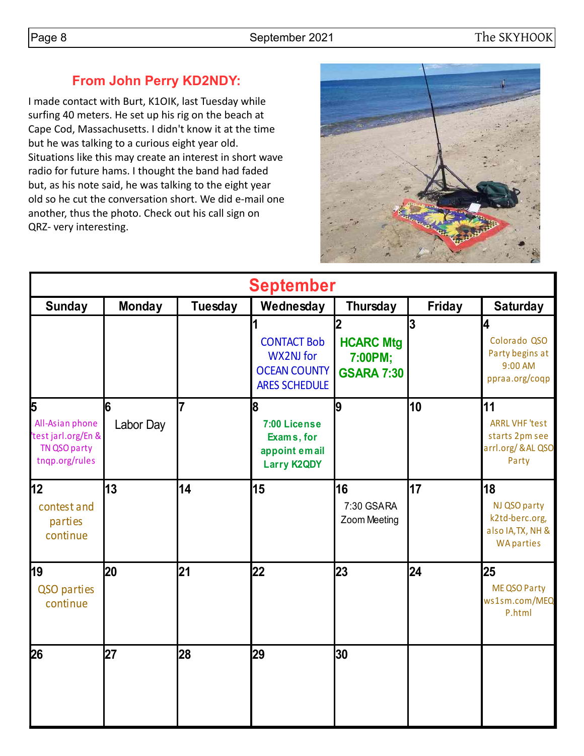### From John Perry KD2NDY:

I made contact with Burt, K1OIK, last Tuesday while surfing 40 meters. He set up his rig on the beach at Cape Cod, Massachusetts. I didn't know it at the time but he was talking to a curious eight year old. Situations like this may create an interest in short wave radio for future hams. I thought the band had faded but, as his note said, he was talking to the eight year old so he cut the conversation short. We did e-mail one another, thus the photo. Check out his call sign on QRZ- very interesting.

## September

| Sunday | Monday | Tuesday | Wednesday | Thursday | Friday | Saturday |
|---|---|---|---|---|---|---|
| | | | 1 CONTACT Bob WX2NJ for OCEAN COUNTY ARES SCHEDULE | 2 **HCARC Mtg 7:00PM; GSARA 7:30** | 3 | 4 Colorado QSO Party begins at 9:00 AM pparaa.org/coqp |
| 5 All-Asian phone 'test jarl.org/En & TN QSO party tnqp.org/rules | 6 Labor Day | 7 | 8 **7:00 License Exams, for appoint email Larry K2QDY** | 9 | 10 | 11 ARRL VHF 'test starts 2pm see arrl.org/ & AL QSO Party |
| 12 contest and parties continue | 13 | 14 | 15 | 16 7:30 GSARA Zoom Meeting | 17 | 18 NJ QSO party k2td-berc.org, also IA, TX, NH & WA parties |
| 19 QSO parties continue | 20 | 21 | 22 | 23 | 24 | 25 ME QSO Party ws1sm.com/MEQP.html |
| 26 | 27 | 28 | 29 | 30 | | |